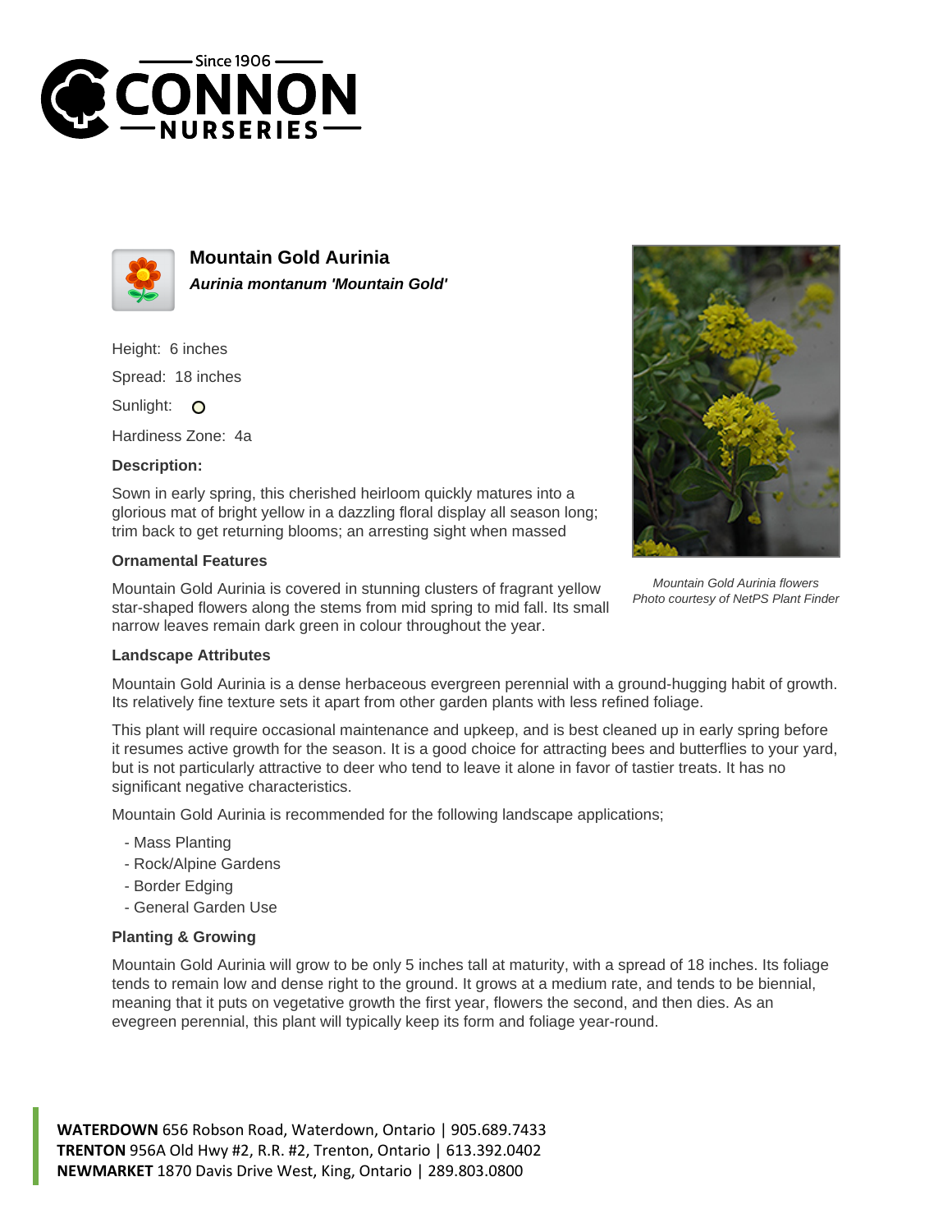Since 1906

# CONNON NURSERIES

## Mountain Gold Aurinia

***Aurinia montanum 'Mountain Gold'***

Height: 6 inches

Spread: 18 inches

Sunlight:

Hardiness Zone: 4a

**Description:**

Sown in early spring, this cherished heirloom quickly matures into a glorious mat of bright yellow in a dazzling floral display all season long; trim back to get returning blooms; an arresting sight when massed

**Ornamental Features**

Mountain Gold Aurinia is covered in stunning clusters of fragrant yellow star-shaped flowers along the stems from mid spring to mid fall. Its small narrow leaves remain dark green in colour throughout the year.

*Mountain Gold Aurinia flowers*
*Photo courtesy of NetPS Plant Finder*

**Landscape Attributes**

Mountain Gold Aurinia is a dense herbaceous evergreen perennial with a ground-hugging habit of growth. Its relatively fine texture sets it apart from other garden plants with less refined foliage.

This plant will require occasional maintenance and upkeep, and is best cleaned up in early spring before it resumes active growth for the season. It is a good choice for attracting bees and butterflies to your yard, but is not particularly attractive to deer who tend to leave it alone in favor of tastier treats. It has no significant negative characteristics.

Mountain Gold Aurinia is recommended for the following landscape applications;

- Mass Planting
- Rock/Alpine Gardens
- Border Edging
- General Garden Use

**Planting & Growing**

Mountain Gold Aurinia will grow to be only 5 inches tall at maturity, with a spread of 18 inches. Its foliage tends to remain low and dense right to the ground. It grows at a medium rate, and tends to be biennial, meaning that it puts on vegetative growth the first year, flowers the second, and then dies. As an evegreen perennial, this plant will typically keep its form and foliage year-round.

**WATERDOWN** 656 Robson Road, Waterdown, Ontario | 905.689.7433
**TRENTON** 956A Old Hwy #2, R.R. #2, Trenton, Ontario | 613.392.0402
**NEWMARKET** 1870 Davis Drive West, King, Ontario | 289.803.0800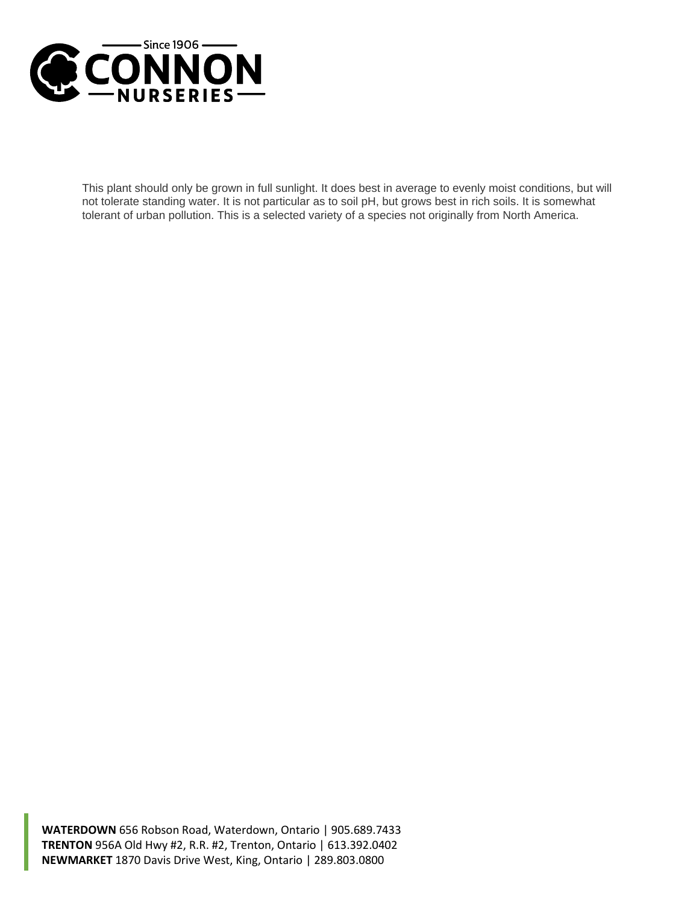This plant should only be grown in full sunlight. It does best in average to evenly moist conditions, but will not tolerate standing water. It is not particular as to soil pH, but grows best in rich soils. It is somewhat tolerant of urban pollution. This is a selected variety of a species not originally from North America.